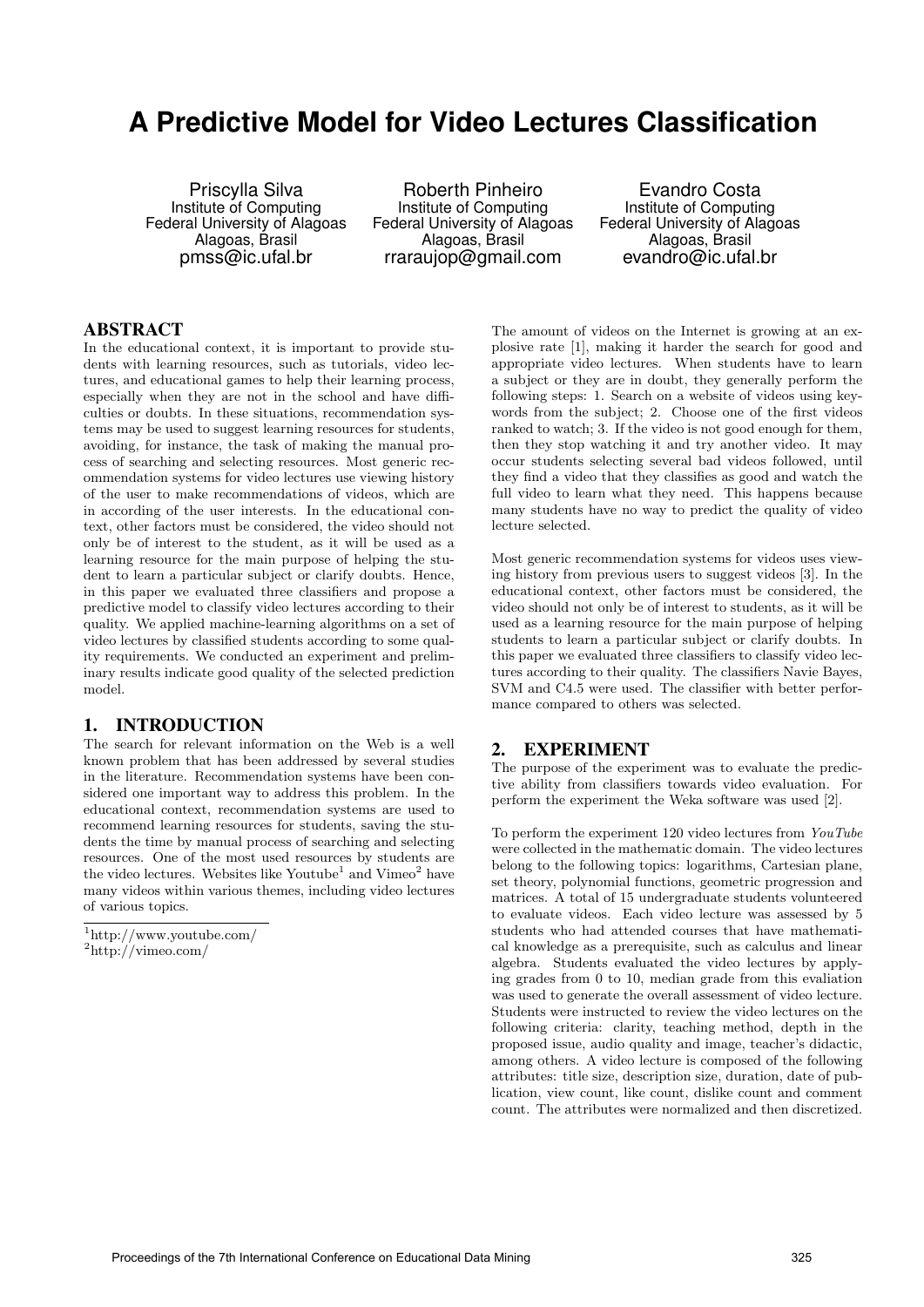# A Predictive Model for Video Lectures Classification

Priscylla Silva
Institute of Computing
Federal University of Alagoas
Alagoas, Brasil
pmss@ic.ufal.br

Roberth Pinheiro
Institute of Computing
Federal University of Alagoas
Alagoas, Brasil
rraraujop@gmail.com

Evandro Costa
Institute of Computing
Federal University of Alagoas
Alagoas, Brasil
evandro@ic.ufal.br

## ABSTRACT

In the educational context, it is important to provide students with learning resources, such as tutorials, video lectures, and educational games to help their learning process, especially when they are not in the school and have difficulties or doubts. In these situations, recommendation systems may be used to suggest learning resources for students, avoiding, for instance, the task of making the manual process of searching and selecting resources. Most generic recommendation systems for video lectures use viewing history of the user to make recommendations of videos, which are in according of the user interests. In the educational context, other factors must be considered, the video should not only be of interest to the student, as it will be used as a learning resource for the main purpose of helping the student to learn a particular subject or clarify doubts. Hence, in this paper we evaluated three classifiers and propose a predictive model to classify video lectures according to their quality. We applied machine-learning algorithms on a set of video lectures by classified students according to some quality requirements. We conducted an experiment and preliminary results indicate good quality of the selected prediction model.

## 1. INTRODUCTION

The search for relevant information on the Web is a well known problem that has been addressed by several studies in the literature. Recommendation systems have been considered one important way to address this problem. In the educational context, recommendation systems are used to recommend learning resources for students, saving the students the time by manual process of searching and selecting resources. One of the most used resources by students are the video lectures. Websites like Youtube[1] and Vimeo[2] have many videos within various themes, including video lectures of various topics.

[1]http://www.youtube.com/
[2]http://vimeo.com/

The amount of videos on the Internet is growing at an explosive rate [1], making it harder the search for good and appropriate video lectures. When students have to learn a subject or they are in doubt, they generally perform the following steps: 1. Search on a website of videos using keywords from the subject; 2. Choose one of the first videos ranked to watch; 3. If the video is not good enough for them, then they stop watching it and try another video. It may occur students selecting several bad videos followed, until they find a video that they classifies as good and watch the full video to learn what they need. This happens because many students have no way to predict the quality of video lecture selected.

Most generic recommendation systems for videos uses viewing history from previous users to suggest videos [3]. In the educational context, other factors must be considered, the video should not only be of interest to students, as it will be used as a learning resource for the main purpose of helping students to learn a particular subject or clarify doubts. In this paper we evaluated three classifiers to classify video lectures according to their quality. The classifiers Navie Bayes, SVM and C4.5 were used. The classifier with better performance compared to others was selected.

## 2. EXPERIMENT

The purpose of the experiment was to evaluate the predictive ability from classifiers towards video evaluation. For perform the experiment the Weka software was used [2].

To perform the experiment 120 video lectures from *YouTube* were collected in the mathematic domain. The video lectures belong to the following topics: logarithms, Cartesian plane, set theory, polynomial functions, geometric progression and matrices. A total of 15 undergraduate students volunteered to evaluate videos. Each video lecture was assessed by 5 students who had attended courses that have mathematical knowledge as a prerequisite, such as calculus and linear algebra. Students evaluated the video lectures by applying grades from 0 to 10, median grade from this evaliation was used to generate the overall assessment of video lecture. Students were instructed to review the video lectures on the following criteria: clarity, teaching method, depth in the proposed issue, audio quality and image, teacher's didactic, among others. A video lecture is composed of the following attributes: title size, description size, duration, date of publication, view count, like count, dislike count and comment count. The attributes were normalized and then discretized.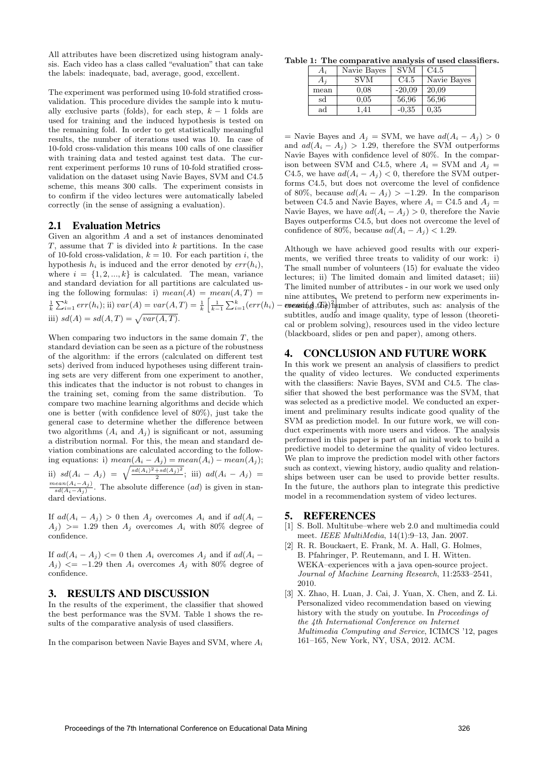All attributes have been discretized using histogram analysis. Each video has a class called "evaluation" that can take the labels: inadequate, bad, average, good, excellent.

The experiment was performed using 10-fold stratified cross-validation. This procedure divides the sample into k mutually exclusive parts (folds), for each step, $k-1$ folds are used for training and the induced hypothesis is tested on the remaining fold. In order to get statistically meaningful results, the number of iterations used was 10. In case of 10-fold cross-validation this means 100 calls of one classifier with training data and tested against test data. The current experiment performs 10 runs of 10-fold stratified cross-validation on the dataset using Navie Bayes, SVM and C4.5 scheme, this means 300 calls. The experiment consists in to confirm if the video lectures were automatically labeled correctly (in the sense of assigning a evaluation).

## 2.1 Evaluation Metrics

Given an algorithm $A$ and a set of instances denominated $T$, assume that $T$ is divided into $k$ partitions. In the case of 10-fold cross-validation, $k = 10$. For each partition $i$, the hypothesis $h_i$ is induced and the error denoted by $err(h_i)$, where $i = \{1, 2, ..., k\}$ is calculated. The mean, variance and standard deviation for all partitions are calculated using the following formulas: i) $mean(A) = mean(A, T) = \frac{1}{k}\sum_{i=1}^{k} err(h_i)$; ii) $var(A) = var(A, T) = \frac{1}{k}\left[\frac{1}{k-1}\sum_{i=1}^{k}(err(h_i) - mean(A, T))^2\right]$; iii) $sd(A) = sd(A, T) = \sqrt{var(A, T)}$.

When comparing two inductors in the same domain $T$, the standard deviation can be seen as a picture of the robustness of the algorithm: if the errors (calculated on different test sets) derived from induced hypotheses using different training sets are very different from one experiment to another, this indicates that the inductor is not robust to changes in the training set, coming from the same distribution. To compare two machine learning algorithms and decide which one is better (with confidence level of 80%), just take the general case to determine whether the difference between two algorithms ($A_i$ and $A_j$) is significant or not, assuming a distribution normal. For this, the mean and standard deviation combinations are calculated according to the following equations: i) $mean(A_i - A_j) = mean(A_i) - mean(A_j)$; ii) $sd(A_i - A_j) = \sqrt{\frac{sd(A_i)^2 + sd(A_j)^2}{2}}$; iii) $ad(A_i - A_j) = \frac{mean(A_i - A_j)}{sd(A_i - A_j)}$. The absolute difference ($ad$) is given in standard deviations.

If $ad(A_i - A_j) > 0$ then $A_j$ overcomes $A_i$ and if $ad(A_i - A_j) >= 1.29$ then $A_j$ overcomes $A_i$ with 80% degree of confidence.

If $ad(A_i - A_j) <= 0$ then $A_i$ overcomes $A_j$ and if $ad(A_i - A_j) <= -1.29$ then $A_i$ overcomes $A_j$ with 80% degree of confidence.

# 3. RESULTS AND DISCUSSION

In the results of the experiment, the classifier that showed the best performance was the SVM. Table 1 shows the results of the comparative analysis of used classifiers.

**Table 1: The comparative analysis of used classifiers.**

| $A_i$ | Navie Bayes | SVM | C4.5 |
|---|---|---|---|
| $A_j$ | SVM | C4.5 | Navie Bayes |
| mean | 0,08 | -20,09 | 20,09 |
| sd | 0,05 | 56,96 | 56,96 |
| ad | 1,41 | -0,35 | 0,35 |

In the comparison between Navie Bayes and SVM, where $A_i$ = Navie Bayes and $A_j$ = SVM, we have $ad(A_i - A_j) > 0$ and $ad(A_i - A_j) > 1.29$, therefore the SVM outperforms Navie Bayes with confidence level of 80%. In the comparison between SVM and C4.5, where $A_i$ = SVM and $A_j$ = C4.5, we have $ad(A_i - A_j) < 0$, therefore the SVM outperforms C4.5, but does not overcome the level of confidence of 80%, because $ad(A_i - A_j) > -1.29$. In the comparison between C4.5 and Navie Bayes, where $A_i$ = C4.5 and $A_j$ = Navie Bayes, we have $ad(A_i - A_j) > 0$, therefore the Navie Bayes outperforms C4.5, but does not overcome the level of confidence of 80%, because $ad(A_i - A_j) < 1.29$.

Although we have achieved good results with our experiments, we verified three treats to validity of our work: i) The small number of volunteers (15) for evaluate the video lectures; ii) The limited domain and limited dataset; iii) The limited number of attributes - in our work we used only nine attibutes. We pretend to perform new experiments increasing the number of attributes, such as: analysis of the subtitles, audio and image quality, type of lesson (theoretical or problem solving), resources used in the video lecture (blackboard, slides or pen and paper), among others.

# 4. CONCLUSION AND FUTURE WORK

In this work we present an analysis of classifiers to predict the quality of video lectures. We conducted experiments with the classifiers: Navie Bayes, SVM and C4.5. The classifier that showed the best performance was the SVM, that was selected as a predictive model. We conducted an experiment and preliminary results indicate good quality of the SVM as prediction model. In our future work, we will conduct experiments with more users and videos. The analysis performed in this paper is part of an initial work to build a predictive model to determine the quality of video lectures. We plan to improve the prediction model with other factors such as context, viewing history, audio quality and relationships between user can be used to provide better results. In the future, the authors plan to integrate this predictive model in a recommendation system of video lectures.

# 5. REFERENCES

[1] S. Boll. Multitube–where web 2.0 and multimedia could meet. *IEEE MultiMedia*, 14(1):9–13, Jan. 2007.

[2] R. R. Bouckaert, E. Frank, M. A. Hall, G. Holmes, B. Pfahringer, P. Reutemann, and I. H. Witten. WEKA–experiences with a java open-source project. *Journal of Machine Learning Research*, 11:2533–2541, 2010.

[3] X. Zhao, H. Luan, J. Cai, J. Yuan, X. Chen, and Z. Li. Personalized video recommendation based on viewing history with the study on youtube. In *Proceedings of the 4th International Conference on Internet Multimedia Computing and Service*, ICIMCS '12, pages 161–165, New York, NY, USA, 2012. ACM.